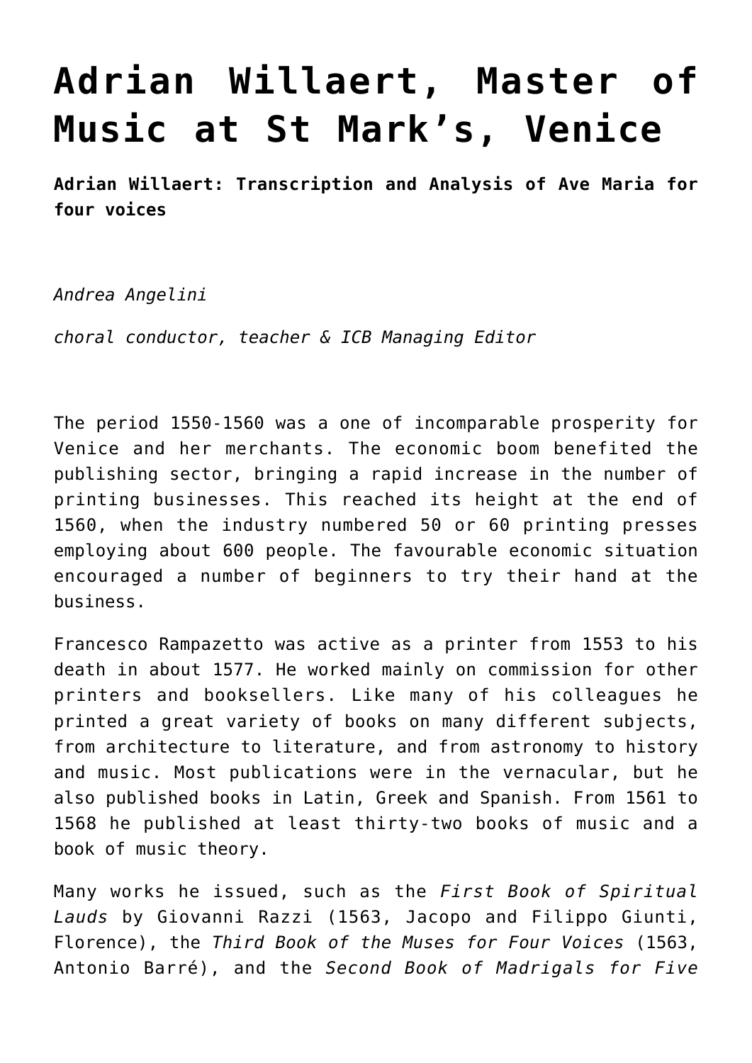# Adrian Willaert, Master of Music at St Mark's, Venice

**Adrian Willaert: Transcription and Analysis of Ave Maria for four voices**

*Andrea Angelini*

*choral conductor, teacher & ICB Managing Editor*

The period 1550-1560 was a one of incomparable prosperity for Venice and her merchants. The economic boom benefited the publishing sector, bringing a rapid increase in the number of printing businesses. This reached its height at the end of 1560, when the industry numbered 50 or 60 printing presses employing about 600 people. The favourable economic situation encouraged a number of beginners to try their hand at the business.

Francesco Rampazetto was active as a printer from 1553 to his death in about 1577. He worked mainly on commission for other printers and booksellers. Like many of his colleagues he printed a great variety of books on many different subjects, from architecture to literature, and from astronomy to history and music. Most publications were in the vernacular, but he also published books in Latin, Greek and Spanish. From 1561 to 1568 he published at least thirty-two books of music and a book of music theory.

Many works he issued, such as the *First Book of Spiritual Lauds* by Giovanni Razzi (1563, Jacopo and Filippo Giunti, Florence), the *Third Book of the Muses for Four Voices* (1563, Antonio Barré), and the *Second Book of Madrigals for Five*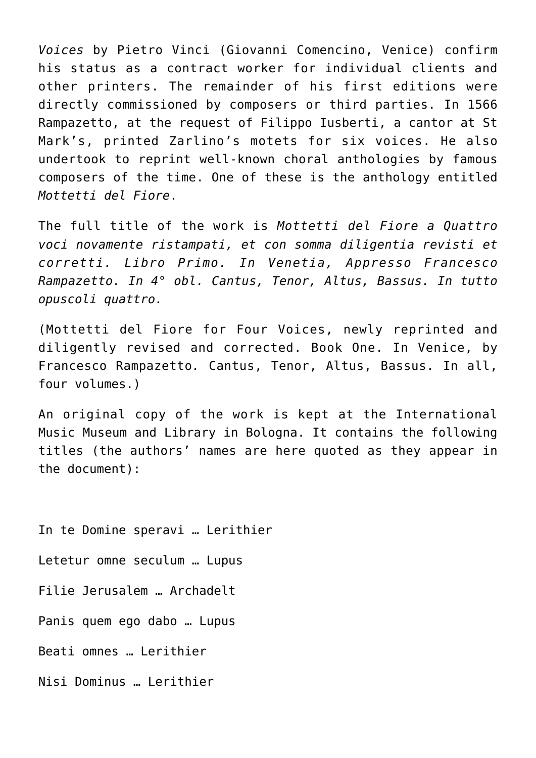*Voices* by Pietro Vinci (Giovanni Comencino, Venice) confirm his status as a contract worker for individual clients and other printers. The remainder of his first editions were directly commissioned by composers or third parties. In 1566 Rampazetto, at the request of Filippo Iusberti, a cantor at St Mark's, printed Zarlino's motets for six voices. He also undertook to reprint well-known choral anthologies by famous composers of the time. One of these is the anthology entitled *Mottetti del Fiore*.

The full title of the work is *Mottetti del Fiore a Quattro voci novamente ristampati, et con somma diligentia revisti et corretti. Libro Primo. In Venetia, Appresso Francesco Rampazetto. In 4° obl. Cantus, Tenor, Altus, Bassus. In tutto opuscoli quattro.*

(Mottetti del Fiore for Four Voices, newly reprinted and diligently revised and corrected. Book One. In Venice, by Francesco Rampazetto. Cantus, Tenor, Altus, Bassus. In all, four volumes.)

An original copy of the work is kept at the International Music Museum and Library in Bologna. It contains the following titles (the authors' names are here quoted as they appear in the document):

In te Domine speravi … Lerithier

Letetur omne seculum … Lupus

Filie Jerusalem … Archadelt

Panis quem ego dabo … Lupus

Beati omnes … Lerithier

Nisi Dominus … Lerithier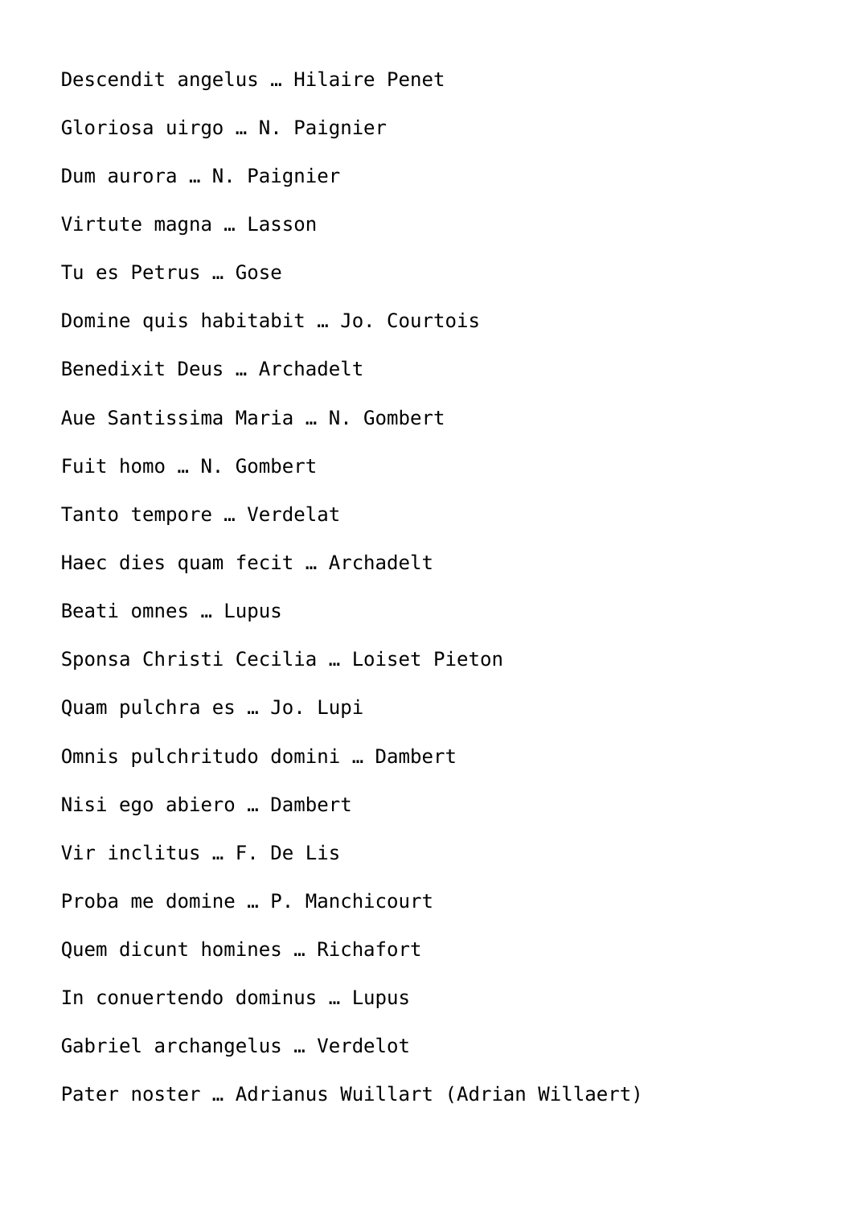Descendit angelus … Hilaire Penet

Gloriosa uirgo … N. Paignier

Dum aurora … N. Paignier

Virtute magna … Lasson

Tu es Petrus … Gose

Domine quis habitabit … Jo. Courtois

Benedixit Deus … Archadelt

Aue Santissima Maria … N. Gombert

Fuit homo … N. Gombert

Tanto tempore … Verdelat

Haec dies quam fecit … Archadelt

Beati omnes … Lupus

Sponsa Christi Cecilia … Loiset Pieton

Quam pulchra es … Jo. Lupi

Omnis pulchritudo domini … Dambert

Nisi ego abiero … Dambert

Vir inclitus … F. De Lis

Proba me domine … P. Manchicourt

Quem dicunt homines … Richafort

In conuertendo dominus … Lupus

Gabriel archangelus … Verdelot

Pater noster … Adrianus Wuillart (Adrian Willaert)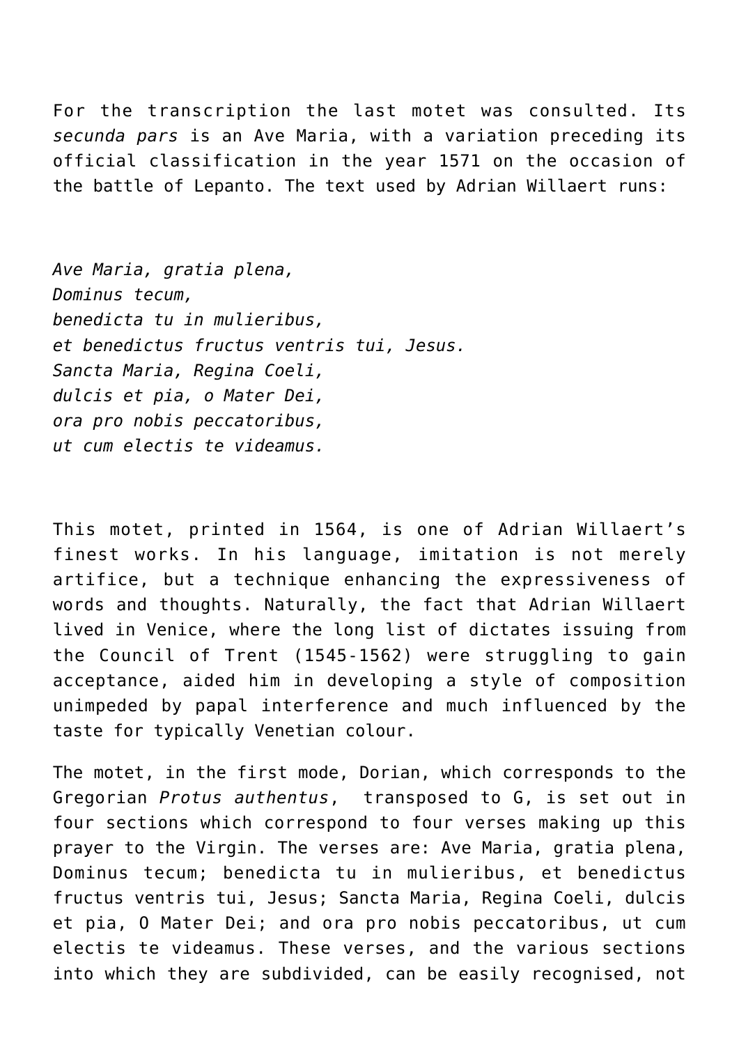For the transcription the last motet was consulted. Its *secunda pars* is an Ave Maria, with a variation preceding its official classification in the year 1571 on the occasion of the battle of Lepanto. The text used by Adrian Willaert runs:

*Ave Maria, gratia plena,*  
*Dominus tecum,*  
*benedicta tu in mulieribus,*  
*et benedictus fructus ventris tui, Jesus.*  
*Sancta Maria, Regina Coeli,*  
*dulcis et pia, o Mater Dei,*  
*ora pro nobis peccatoribus,*  
*ut cum electis te videamus.*

This motet, printed in 1564, is one of Adrian Willaert's finest works. In his language, imitation is not merely artifice, but a technique enhancing the expressiveness of words and thoughts. Naturally, the fact that Adrian Willaert lived in Venice, where the long list of dictates issuing from the Council of Trent (1545-1562) were struggling to gain acceptance, aided him in developing a style of composition unimpeded by papal interference and much influenced by the taste for typically Venetian colour.

The motet, in the first mode, Dorian, which corresponds to the Gregorian *Protus authentus*, transposed to G, is set out in four sections which correspond to four verses making up this prayer to the Virgin. The verses are: Ave Maria, gratia plena, Dominus tecum; benedicta tu in mulieribus, et benedictus fructus ventris tui, Jesus; Sancta Maria, Regina Coeli, dulcis et pia, O Mater Dei; and ora pro nobis peccatoribus, ut cum electis te videamus. These verses, and the various sections into which they are subdivided, can be easily recognised, not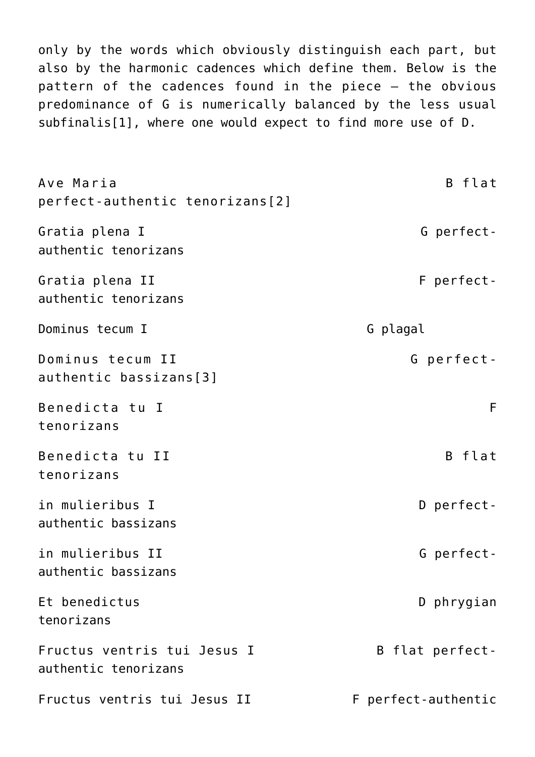only by the words which obviously distinguish each part, but also by the harmonic cadences which define them. Below is the pattern of the cadences found in the piece – the obvious predominance of G is numerically balanced by the less usual subfinalis[1], where one would expect to find more use of D.

| | |
|---|---|
| Ave Maria | B flat perfect-authentic tenorizans[2] |
| Gratia plena I | G perfect-authentic tenorizans |
| Gratia plena II | F perfect-authentic tenorizans |
| Dominus tecum I | G plagal |
| Dominus tecum II | G perfect-authentic bassizans[3] |
| Benedicta tu I | F tenorizans |
| Benedicta tu II | B flat tenorizans |
| in mulieribus I | D perfect-authentic bassizans |
| in mulieribus II | G perfect-authentic bassizans |
| Et benedictus | D phrygian tenorizans |
| Fructus ventris tui Jesus I | B flat perfect-authentic tenorizans |
| Fructus ventris tui Jesus II | F perfect-authentic |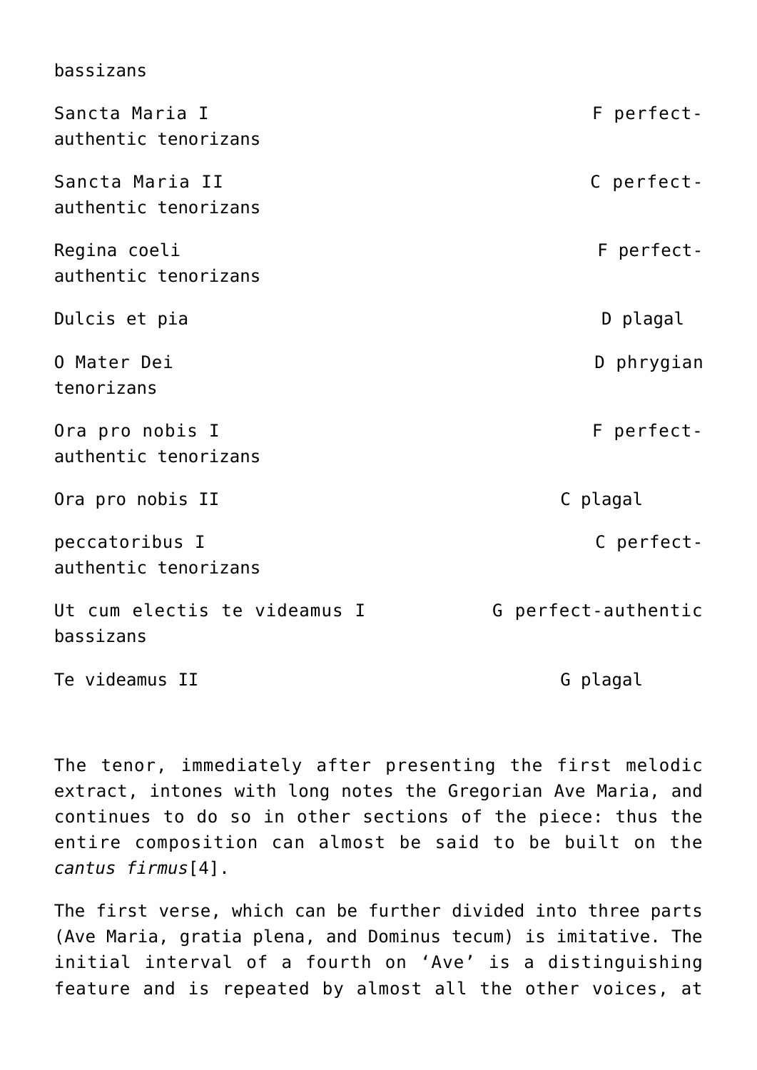bassizans

| | |
|---|---|
| Sancta Maria I | F perfect-authentic tenorizans |
| Sancta Maria II | C perfect-authentic tenorizans |
| Regina coeli | F perfect-authentic tenorizans |
| Dulcis et pia | D plagal |
| O Mater Dei | D phrygian tenorizans |
| Ora pro nobis I | F perfect-authentic tenorizans |
| Ora pro nobis II | C plagal |
| peccatoribus I | C perfect-authentic tenorizans |
| Ut cum electis te videamus I | G perfect-authentic bassizans |
| Te videamus II | G plagal |

The tenor, immediately after presenting the first melodic extract, intones with long notes the Gregorian Ave Maria, and continues to do so in other sections of the piece: thus the entire composition can almost be said to be built on the *cantus firmus*[4].

The first verse, which can be further divided into three parts (Ave Maria, gratia plena, and Dominus tecum) is imitative. The initial interval of a fourth on 'Ave' is a distinguishing feature and is repeated by almost all the other voices, at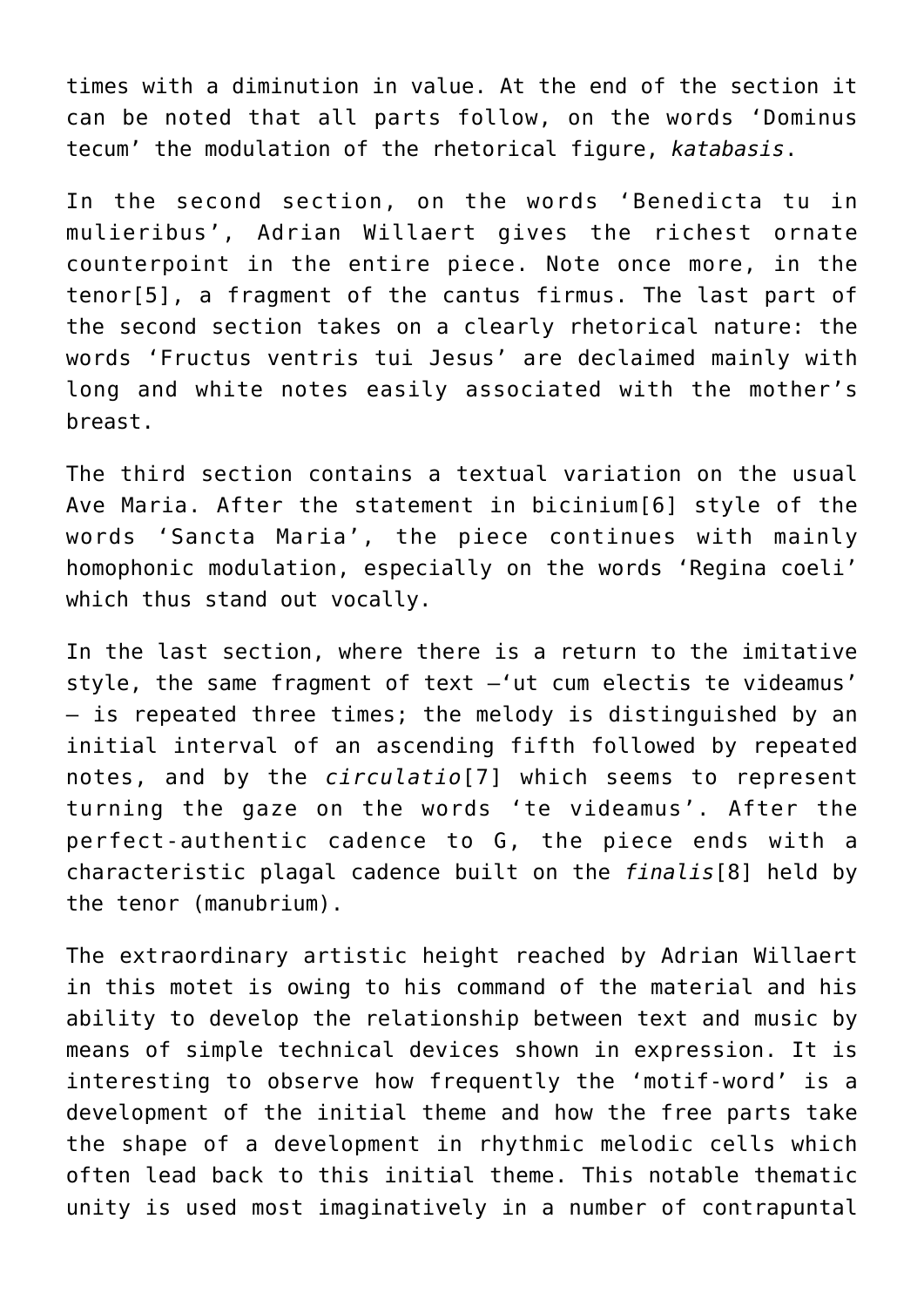times with a diminution in value. At the end of the section it can be noted that all parts follow, on the words ‘Dominus tecum’ the modulation of the rhetorical figure, *katabasis*.

In the second section, on the words ‘Benedicta tu in mulieribus’, Adrian Willaert gives the richest ornate counterpoint in the entire piece. Note once more, in the tenor[5], a fragment of the cantus firmus. The last part of the second section takes on a clearly rhetorical nature: the words ‘Fructus ventris tui Jesus’ are declaimed mainly with long and white notes easily associated with the mother’s breast.

The third section contains a textual variation on the usual Ave Maria. After the statement in bicinium[6] style of the words ‘Sancta Maria’, the piece continues with mainly homophonic modulation, especially on the words ‘Regina coeli’ which thus stand out vocally.

In the last section, where there is a return to the imitative style, the same fragment of text –‘ut cum electis te videamus’ – is repeated three times; the melody is distinguished by an initial interval of an ascending fifth followed by repeated notes, and by the *circulatio*[7] which seems to represent turning the gaze on the words ‘te videamus’. After the perfect-authentic cadence to G, the piece ends with a characteristic plagal cadence built on the *finalis*[8] held by the tenor (manubrium).

The extraordinary artistic height reached by Adrian Willaert in this motet is owing to his command of the material and his ability to develop the relationship between text and music by means of simple technical devices shown in expression. It is interesting to observe how frequently the ‘motif-word’ is a development of the initial theme and how the free parts take the shape of a development in rhythmic melodic cells which often lead back to this initial theme. This notable thematic unity is used most imaginatively in a number of contrapuntal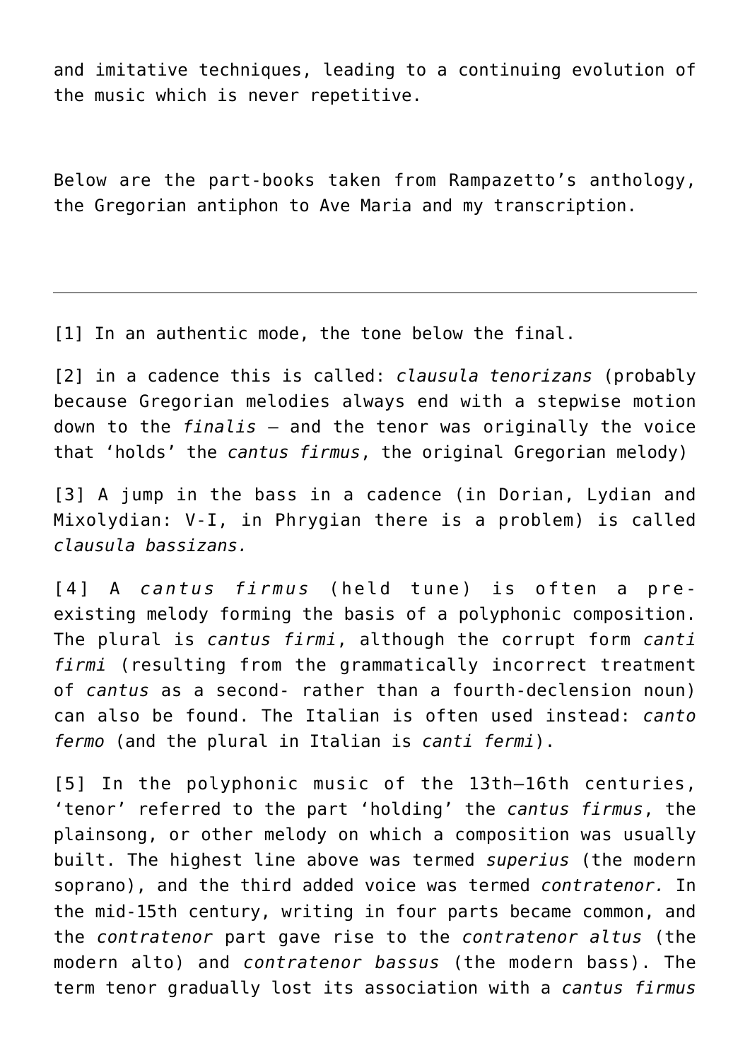and imitative techniques, leading to a continuing evolution of the music which is never repetitive.

Below are the part-books taken from Rampazetto's anthology, the Gregorian antiphon to Ave Maria and my transcription.

---

[1] In an authentic mode, the tone below the final.

[2] in a cadence this is called: *clausula tenorizans* (probably because Gregorian melodies always end with a stepwise motion down to the *finalis* – and the tenor was originally the voice that 'holds' the *cantus firmus*, the original Gregorian melody)

[3] A jump in the bass in a cadence (in Dorian, Lydian and Mixolydian: V-I, in Phrygian there is a problem) is called *clausula bassizans.*

[4] A *cantus firmus* (held tune) is often a pre-existing melody forming the basis of a polyphonic composition. The plural is *cantus firmi*, although the corrupt form *canti firmi* (resulting from the grammatically incorrect treatment of *cantus* as a second- rather than a fourth-declension noun) can also be found. The Italian is often used instead: *canto fermo* (and the plural in Italian is *canti fermi*).

[5] In the polyphonic music of the 13th–16th centuries, 'tenor' referred to the part 'holding' the *cantus firmus*, the plainsong, or other melody on which a composition was usually built. The highest line above was termed *superius* (the modern soprano), and the third added voice was termed *contratenor.* In the mid-15th century, writing in four parts became common, and the *contratenor* part gave rise to the *contratenor altus* (the modern alto) and *contratenor bassus* (the modern bass). The term tenor gradually lost its association with a *cantus firmus*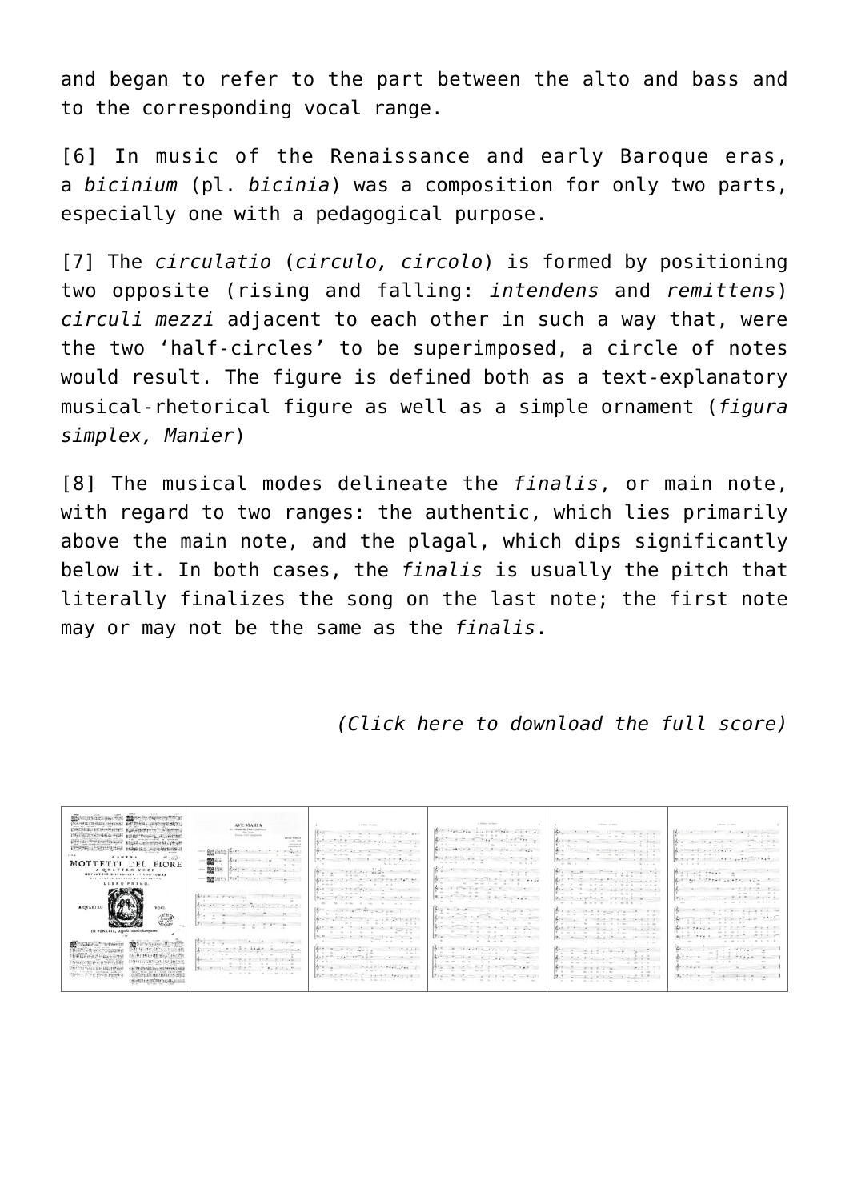and began to refer to the part between the alto and bass and to the corresponding vocal range.

[6] In music of the Renaissance and early Baroque eras, a *bicinium* (pl. *bicinia*) was a composition for only two parts, especially one with a pedagogical purpose.

[7] The *circulatio* (*circulo, circolo*) is formed by positioning two opposite (rising and falling: *intendens* and *remittens*) *circuli mezzi* adjacent to each other in such a way that, were the two 'half-circles' to be superimposed, a circle of notes would result. The figure is defined both as a text-explanatory musical-rhetorical figure as well as a simple ornament (*figura simplex, Manier*)

[8] The musical modes delineate the *finalis*, or main note, with regard to two ranges: the authentic, which lies primarily above the main note, and the plagal, which dips significantly below it. In both cases, the *finalis* is usually the pitch that literally finalizes the song on the last note; the first note may or may not be the same as the *finalis*.

*(Click here to download the full score)*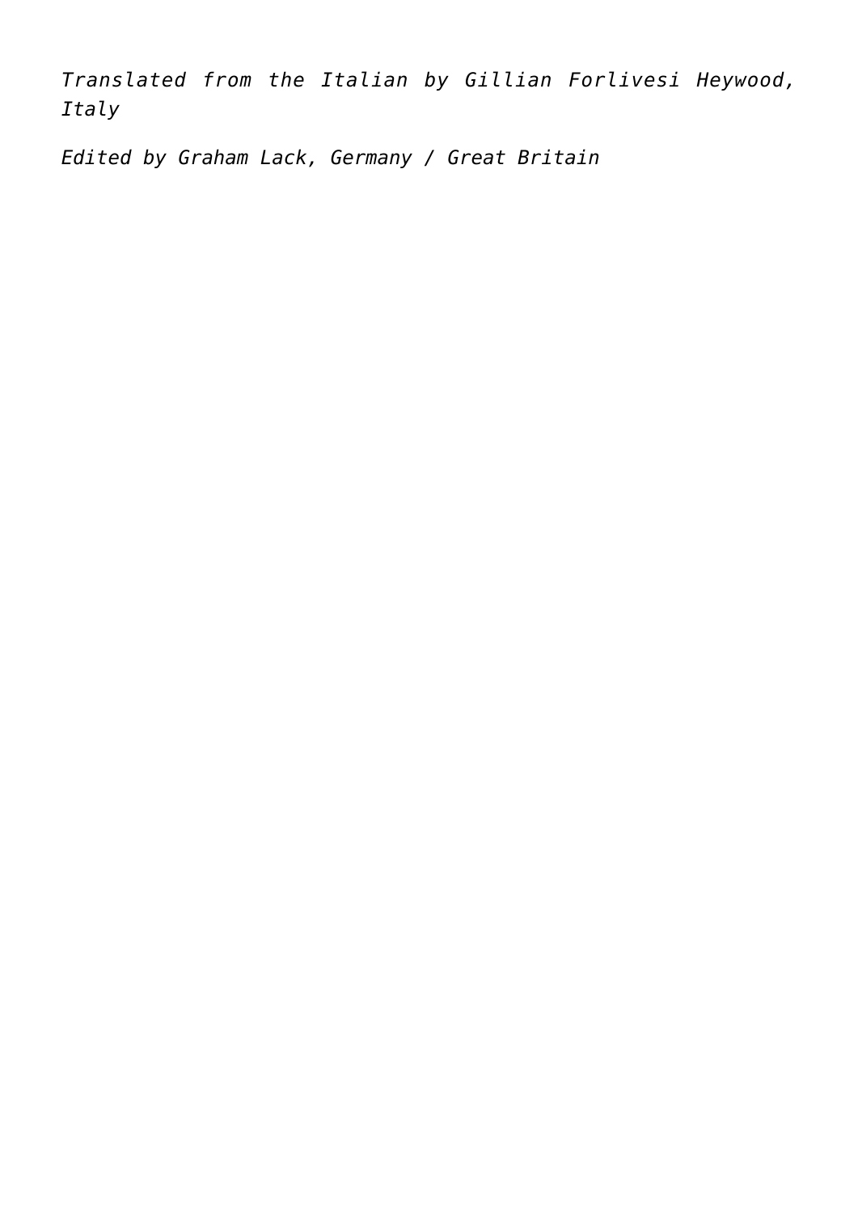*Translated from the Italian by Gillian Forlivesi Heywood, Italy*

*Edited by Graham Lack, Germany / Great Britain*